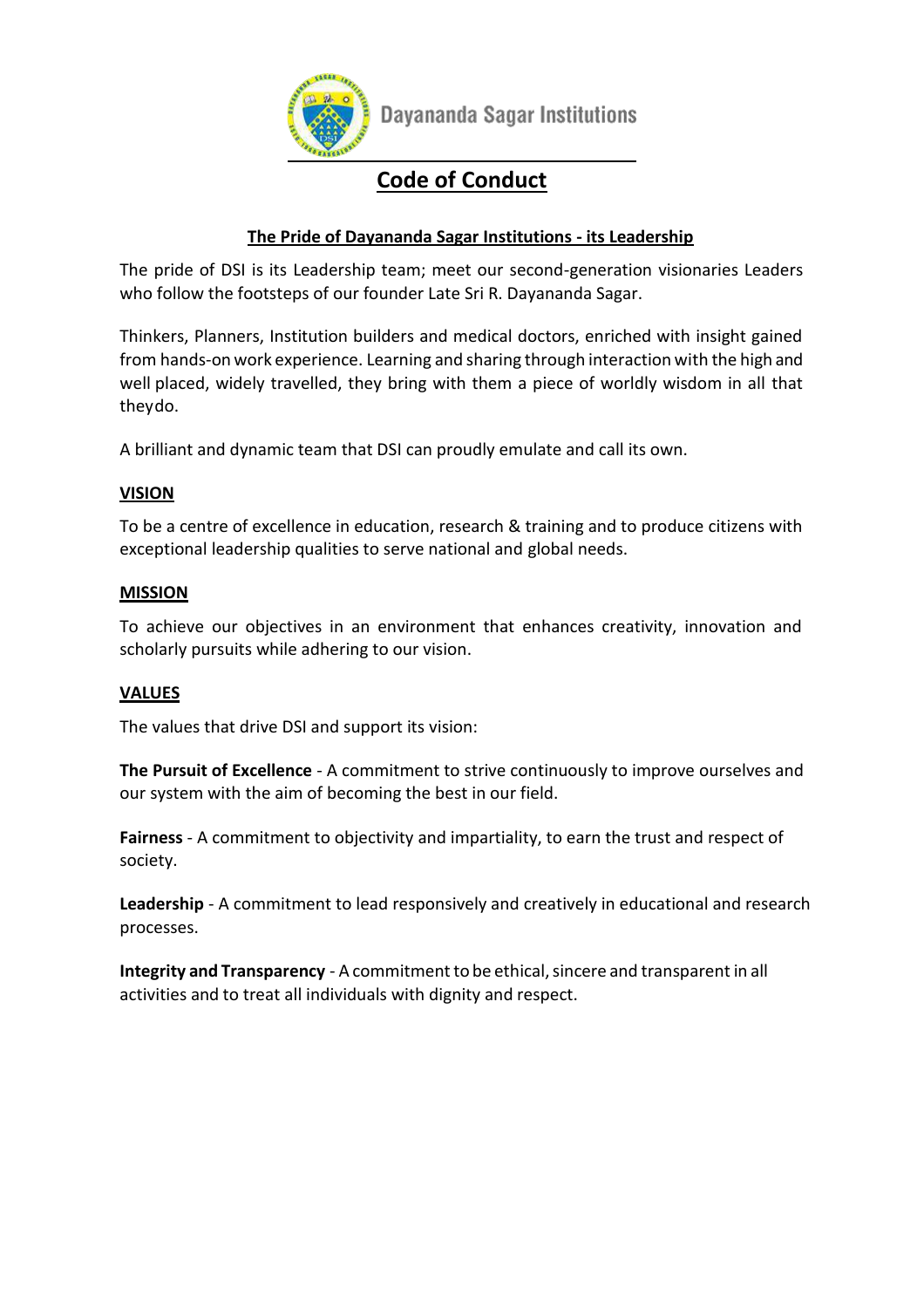Dayananda Sagar Institutions

# Code of Conduct

## The Pride of Dayananda Sagar Institutions - its Leadership

The pride of DSI is its Leadership team; meet our second-generation visionaries Leaders who follow the footsteps of our founder Late Sri R. Dayananda Sagar.

Thinkers, Planners, Institution builders and medical doctors, enriched with insight gained from hands-on work experience. Learning and sharing through interaction with the high and well placed, widely travelled, they bring with them a piece of worldly wisdom in all that theydo.

A brilliant and dynamic team that DSI can proudly emulate and call its own.

### VISION

To be a centre of excellence in education, research & training and to produce citizens with exceptional leadership qualities to serve national and global needs.

### MISSION

To achieve our objectives in an environment that enhances creativity, innovation and scholarly pursuits while adhering to our vision.

### VALUES

The values that drive DSI and support its vision:

**The Pursuit of Excellence** - A commitment to strive continuously to improve ourselves and our system with the aim of becoming the best in our field.

**Fairness** - A commitment to objectivity and impartiality, to earn the trust and respect of society.

**Leadership** - A commitment to lead responsively and creatively in educational and research processes.

**Integrity and Transparency** - A commitment to be ethical, sincere and transparent in all activities and to treat all individuals with dignity and respect.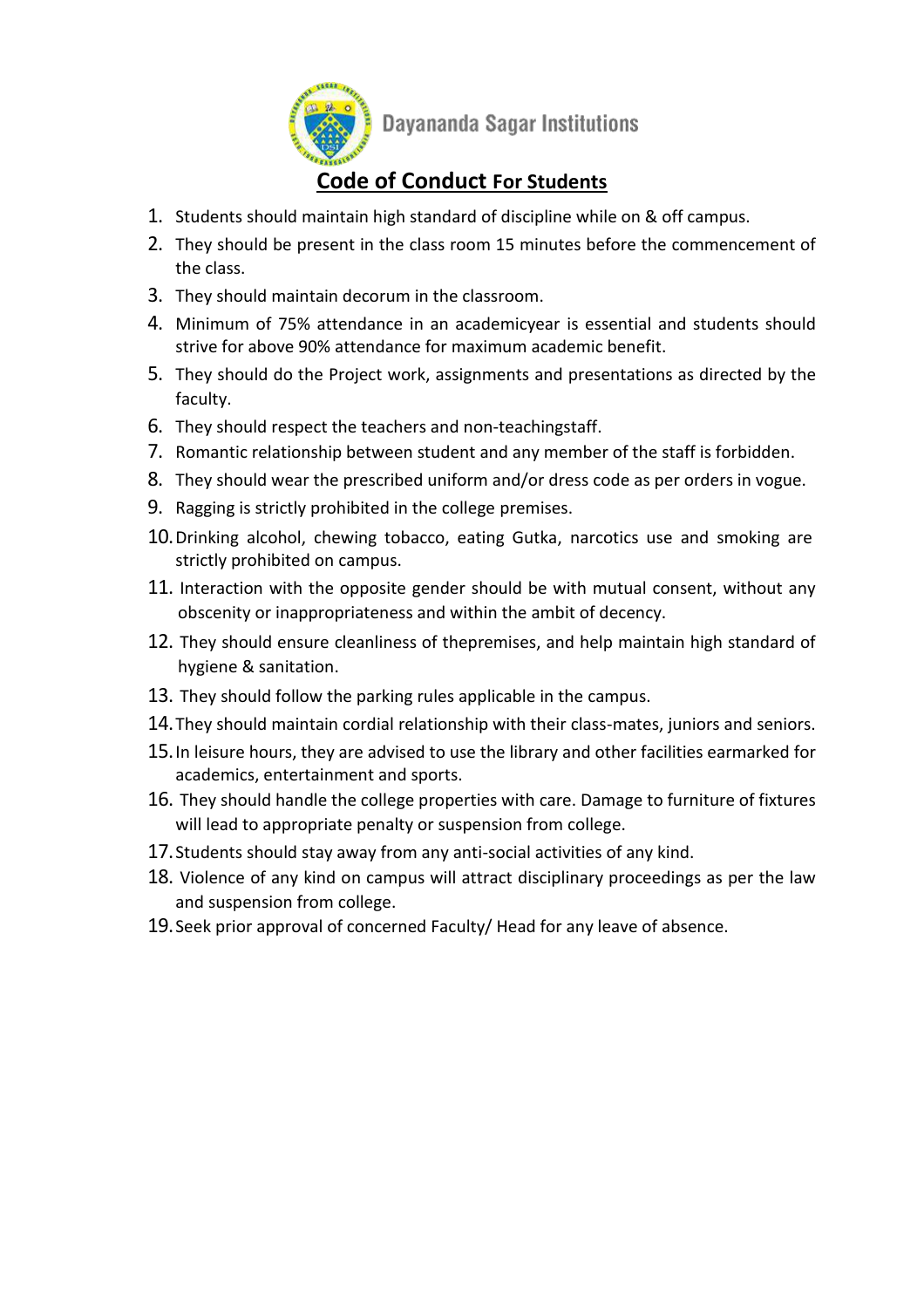Dayananda Sagar Institutions

# Code of Conduct For Students

1. Students should maintain high standard of discipline while on & off campus.
2. They should be present in the class room 15 minutes before the commencement of the class.
3. They should maintain decorum in the classroom.
4. Minimum of 75% attendance in an academicyear is essential and students should strive for above 90% attendance for maximum academic benefit.
5. They should do the Project work, assignments and presentations as directed by the faculty.
6. They should respect the teachers and non-teachingstaff.
7. Romantic relationship between student and any member of the staff is forbidden.
8. They should wear the prescribed uniform and/or dress code as per orders in vogue.
9. Ragging is strictly prohibited in the college premises.
10. Drinking alcohol, chewing tobacco, eating Gutka, narcotics use and smoking are strictly prohibited on campus.
11. Interaction with the opposite gender should be with mutual consent, without any obscenity or inappropriateness and within the ambit of decency.
12. They should ensure cleanliness of thepremises, and help maintain high standard of hygiene & sanitation.
13. They should follow the parking rules applicable in the campus.
14. They should maintain cordial relationship with their class-mates, juniors and seniors.
15. In leisure hours, they are advised to use the library and other facilities earmarked for academics, entertainment and sports.
16. They should handle the college properties with care. Damage to furniture of fixtures will lead to appropriate penalty or suspension from college.
17. Students should stay away from any anti-social activities of any kind.
18. Violence of any kind on campus will attract disciplinary proceedings as per the law and suspension from college.
19. Seek prior approval of concerned Faculty/ Head for any leave of absence.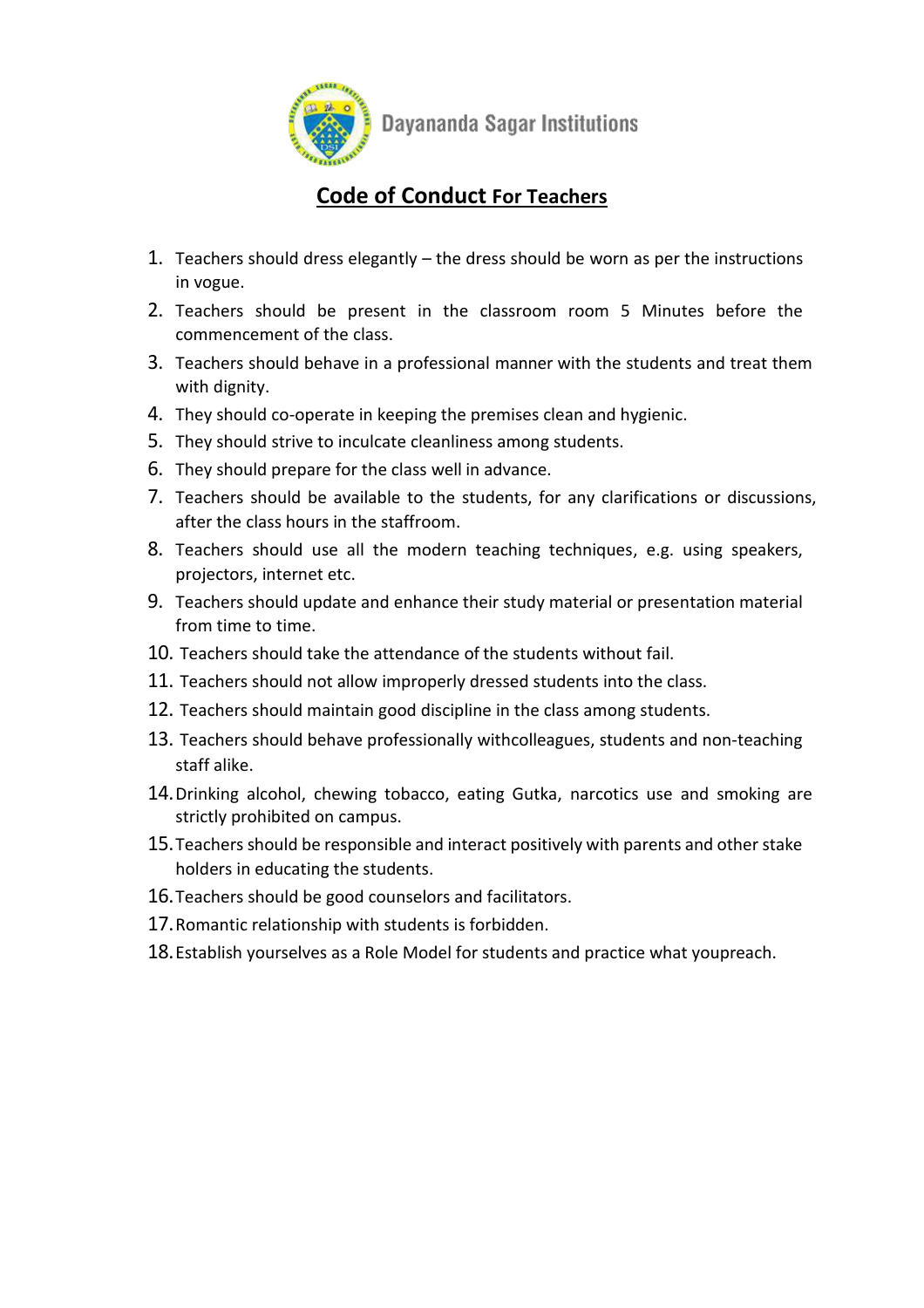Dayananda Sagar Institutions

# Code of Conduct For Teachers

1. Teachers should dress elegantly – the dress should be worn as per the instructions in vogue.
2. Teachers should be present in the classroom room 5 Minutes before the commencement of the class.
3. Teachers should behave in a professional manner with the students and treat them with dignity.
4. They should co-operate in keeping the premises clean and hygienic.
5. They should strive to inculcate cleanliness among students.
6. They should prepare for the class well in advance.
7. Teachers should be available to the students, for any clarifications or discussions, after the class hours in the staffroom.
8. Teachers should use all the modern teaching techniques, e.g. using speakers, projectors, internet etc.
9. Teachers should update and enhance their study material or presentation material from time to time.
10. Teachers should take the attendance of the students without fail.
11. Teachers should not allow improperly dressed students into the class.
12. Teachers should maintain good discipline in the class among students.
13. Teachers should behave professionally withcolleagues, students and non-teaching staff alike.
14. Drinking alcohol, chewing tobacco, eating Gutka, narcotics use and smoking are strictly prohibited on campus.
15. Teachers should be responsible and interact positively with parents and other stake holders in educating the students.
16. Teachers should be good counselors and facilitators.
17. Romantic relationship with students is forbidden.
18. Establish yourselves as a Role Model for students and practice what youpreach.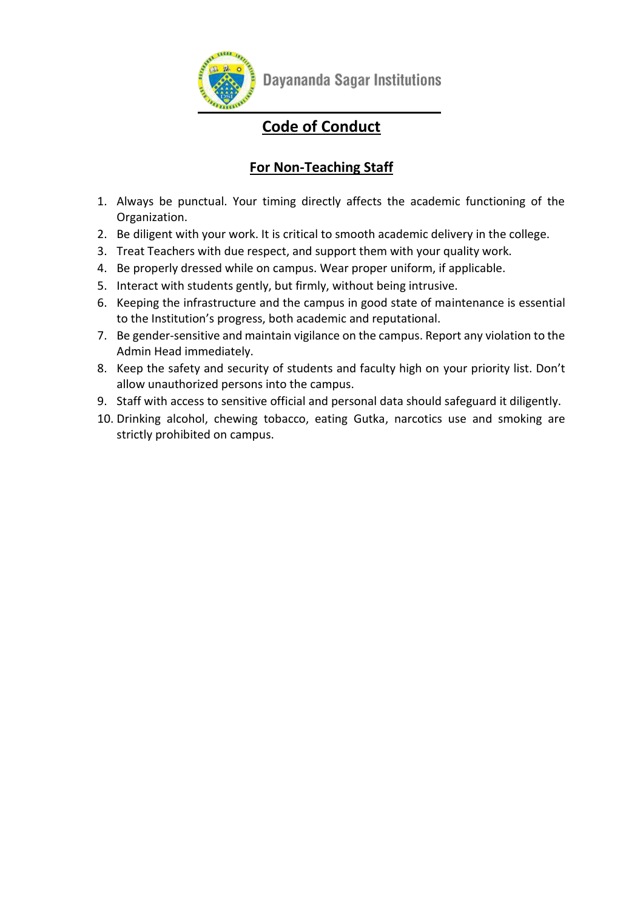Dayananda Sagar Institutions

# Code of Conduct

## For Non-Teaching Staff

1. Always be punctual. Your timing directly affects the academic functioning of the Organization.
2. Be diligent with your work. It is critical to smooth academic delivery in the college.
3. Treat Teachers with due respect, and support them with your quality work.
4. Be properly dressed while on campus. Wear proper uniform, if applicable.
5. Interact with students gently, but firmly, without being intrusive.
6. Keeping the infrastructure and the campus in good state of maintenance is essential to the Institution's progress, both academic and reputational.
7. Be gender-sensitive and maintain vigilance on the campus. Report any violation to the Admin Head immediately.
8. Keep the safety and security of students and faculty high on your priority list. Don't allow unauthorized persons into the campus.
9. Staff with access to sensitive official and personal data should safeguard it diligently.
10. Drinking alcohol, chewing tobacco, eating Gutka, narcotics use and smoking are strictly prohibited on campus.